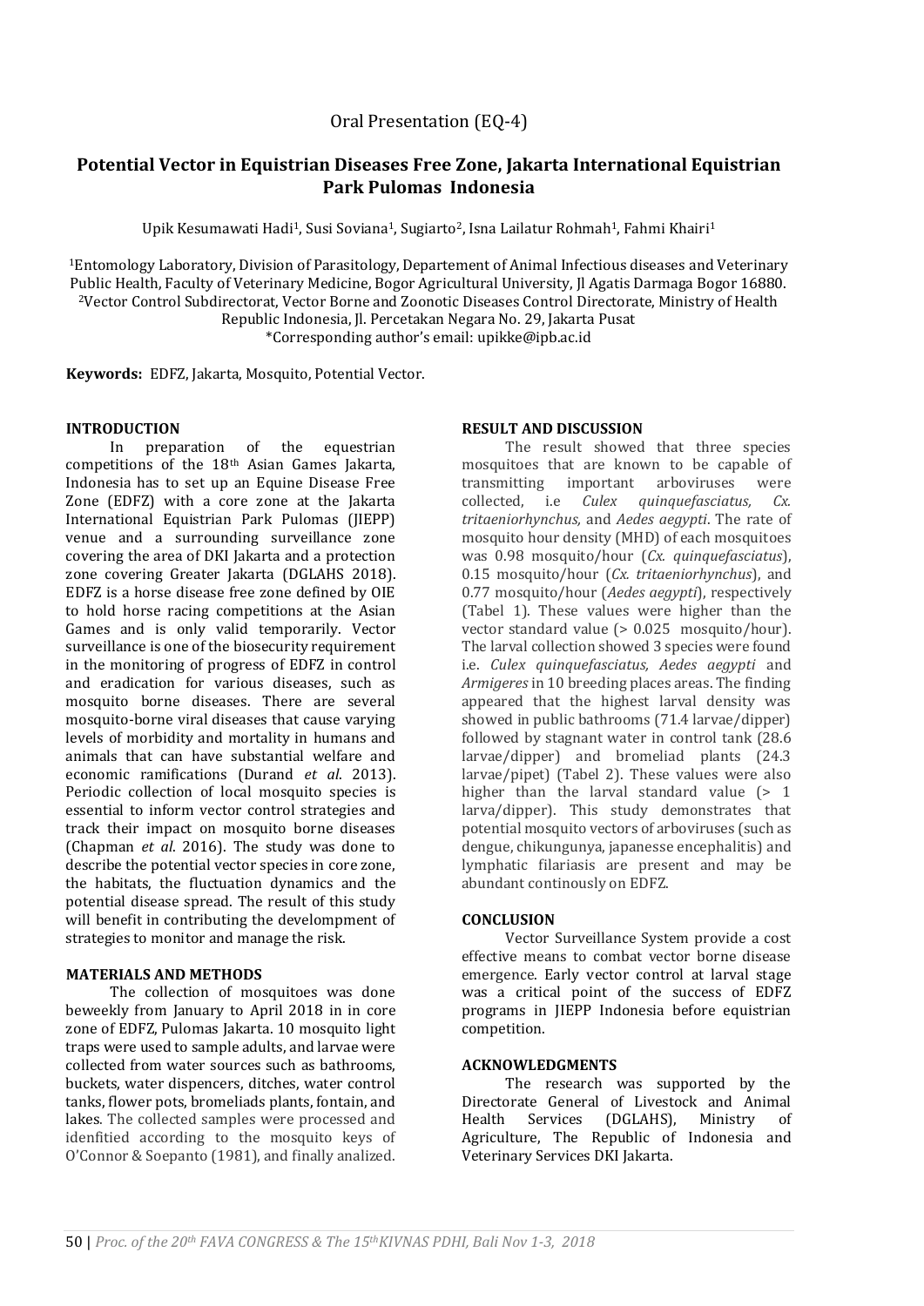Oral Presentation (EQ-4)

# Potential Vector in Equistrian Diseases Free Zone, Jakarta International Equistrian Park Pulomas Indonesia

Upik Kesumawati Hadi[1], Susi Soviana[1], Sugiarto[2], Isna Lailatur Rohmah[1], Fahmi Khairi[1]

[1]Entomology Laboratory, Division of Parasitology, Departement of Animal Infectious diseases and Veterinary Public Health, Faculty of Veterinary Medicine, Bogor Agricultural University, Jl Agatis Darmaga Bogor 16880.
[2]Vector Control Subdirectorat, Vector Borne and Zoonotic Diseases Control Directorate, Ministry of Health Republic Indonesia, Jl. Percetakan Negara No. 29, Jakarta Pusat
*Corresponding author's email: upikke@ipb.ac.id

**Keywords:** EDFZ, Jakarta, Mosquito, Potential Vector.

## INTRODUCTION

In preparation of the equestrian competitions of the 18th Asian Games Jakarta, Indonesia has to set up an Equine Disease Free Zone (EDFZ) with a core zone at the Jakarta International Equistrian Park Pulomas (JIEPP) venue and a surrounding surveillance zone covering the area of DKI Jakarta and a protection zone covering Greater Jakarta (DGLAHS 2018). EDFZ is a horse disease free zone defined by OIE to hold horse racing competitions at the Asian Games and is only valid temporarily. Vector surveillance is one of the biosecurity requirement in the monitoring of progress of EDFZ in control and eradication for various diseases, such as mosquito borne diseases. There are several mosquito-borne viral diseases that cause varying levels of morbidity and mortality in humans and animals that can have substantial welfare and economic ramifications (Durand *et al*. 2013). Periodic collection of local mosquito species is essential to inform vector control strategies and track their impact on mosquito borne diseases (Chapman *et al*. 2016). The study was done to describe the potential vector species in core zone, the habitats, the fluctuation dynamics and the potential disease spread. The result of this study will benefit in contributing the develompment of strategies to monitor and manage the risk.

## MATERIALS AND METHODS

The collection of mosquitoes was done beweekly from January to April 2018 in in core zone of EDFZ, Pulomas Jakarta. 10 mosquito light traps were used to sample adults, and larvae were collected from water sources such as bathrooms, buckets, water dispencers, ditches, water control tanks, flower pots, bromeliads plants, fontain, and lakes. The collected samples were processed and idenfitied according to the mosquito keys of O'Connor & Soepanto (1981), and finally analized.

## RESULT AND DISCUSSION

The result showed that three species mosquitoes that are known to be capable of transmitting important arboviruses were collected, i.e *Culex quinquefasciatus, Cx. tritaeniorhynchus,* and *Aedes aegypti*. The rate of mosquito hour density (MHD) of each mosquitoes was 0.98 mosquito/hour (*Cx. quinquefasciatus*), 0.15 mosquito/hour (*Cx. tritaeniorhynchus*), and 0.77 mosquito/hour (*Aedes aegypti*), respectively (Tabel 1). These values were higher than the vector standard value (> 0.025 mosquito/hour). The larval collection showed 3 species were found i.e. *Culex quinquefasciatus, Aedes aegypti* and *Armigeres* in 10 breeding places areas. The finding appeared that the highest larval density was showed in public bathrooms (71.4 larvae/dipper) followed by stagnant water in control tank (28.6 larvae/dipper) and bromeliad plants (24.3 larvae/pipet) (Tabel 2). These values were also higher than the larval standard value (> 1 larva/dipper). This study demonstrates that potential mosquito vectors of arboviruses (such as dengue, chikungunya, japanesse encephalitis) and lymphatic filariasis are present and may be abundant continously on EDFZ.

## CONCLUSION

Vector Surveillance System provide a cost effective means to combat vector borne disease emergence. Early vector control at larval stage was a critical point of the success of EDFZ programs in JIEPP Indonesia before equistrian competition.

## ACKNOWLEDGMENTS

The research was supported by the Directorate General of Livestock and Animal Health Services (DGLAHS), Ministry of Agriculture, The Republic of Indonesia and Veterinary Services DKI Jakarta.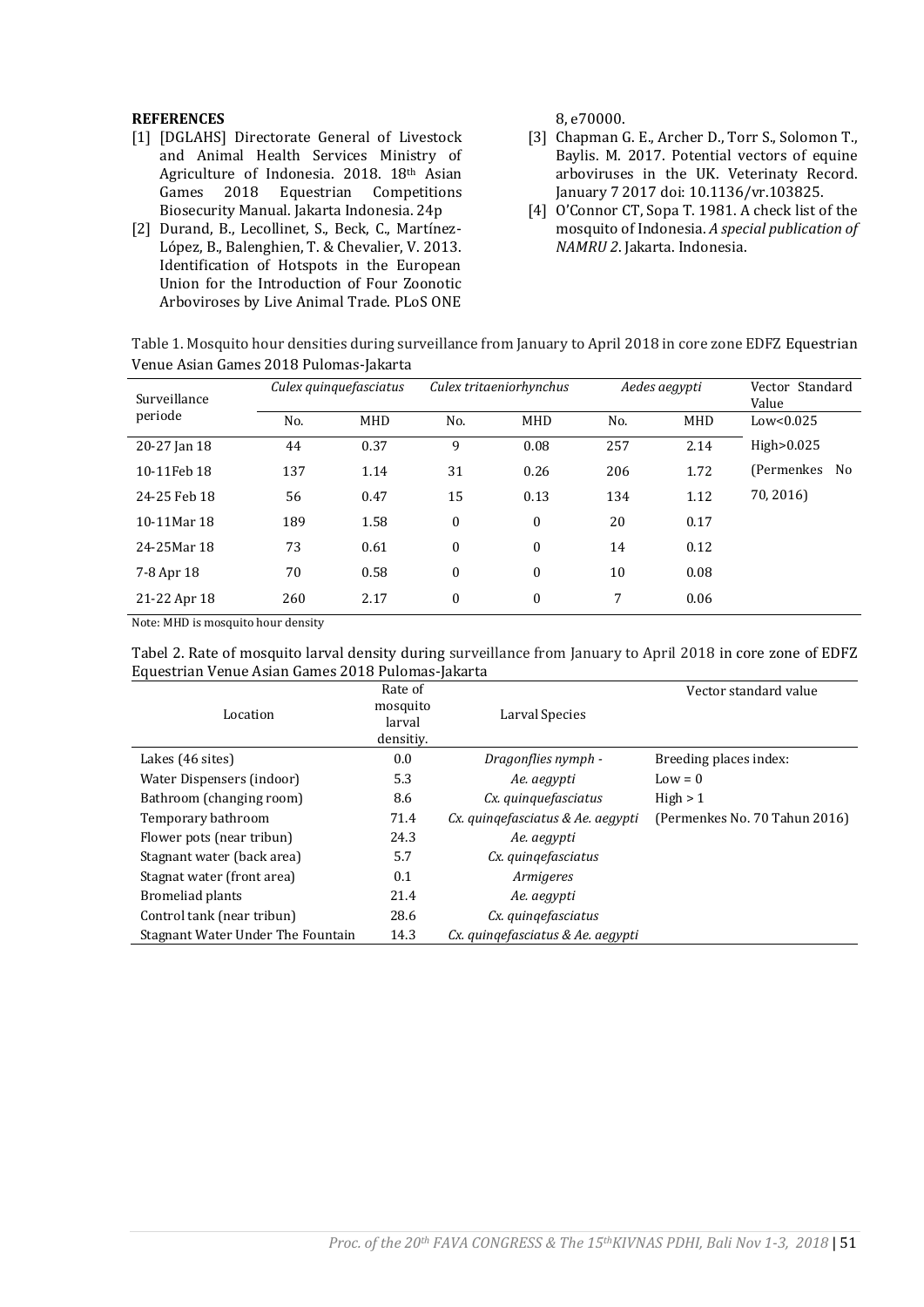**REFERENCES**

[1] [DGLAHS] Directorate General of Livestock and Animal Health Services Ministry of Agriculture of Indonesia. 2018. 18th Asian Games 2018 Equestrian Competitions Biosecurity Manual. Jakarta Indonesia. 24p

[2] Durand, B., Lecollinet, S., Beck, C., Martínez-López, B., Balenghien, T. & Chevalier, V. 2013. Identification of Hotspots in the European Union for the Introduction of Four Zoonotic Arboviroses by Live Animal Trade. PLoS ONE 8, e70000.

[3] Chapman G. E., Archer D., Torr S., Solomon T., Baylis. M. 2017. Potential vectors of equine arboviruses in the UK. Veterinaty Record. January 7 2017 doi: 10.1136/vr.103825.

[4] O'Connor CT, Sopa T. 1981. A check list of the mosquito of Indonesia. *A special publication of NAMRU 2*. Jakarta. Indonesia.

Table 1. Mosquito hour densities during surveillance from January to April 2018 in core zone EDFZ Equestrian Venue Asian Games 2018 Pulomas-Jakarta

| Surveillance periode | *Culex quinquefasciatus* | | *Culex tritaeniorhynchus* | | *Aedes aegypti* | | Vector Standard Value |
|---|---|---|---|---|---|---|---|
| | No. | MHD | No. | MHD | No. | MHD | Low<0.025 |
| 20-27 Jan 18 | 44 | 0.37 | 9 | 0.08 | 257 | 2.14 | High>0.025 |
| 10-11Feb 18 | 137 | 1.14 | 31 | 0.26 | 206 | 1.72 | (Permenkes No |
| 24-25 Feb 18 | 56 | 0.47 | 15 | 0.13 | 134 | 1.12 | 70, 2016) |
| 10-11Mar 18 | 189 | 1.58 | 0 | 0 | 20 | 0.17 | |
| 24-25Mar 18 | 73 | 0.61 | 0 | 0 | 14 | 0.12 | |
| 7-8 Apr 18 | 70 | 0.58 | 0 | 0 | 10 | 0.08 | |
| 21-22 Apr 18 | 260 | 2.17 | 0 | 0 | 7 | 0.06 | |

Note: MHD is mosquito hour density

Tabel 2. Rate of mosquito larval density during surveillance from January to April 2018 in core zone of EDFZ Equestrian Venue Asian Games 2018 Pulomas-Jakarta

| Location | Rate of mosquito larval densitiy. | Larval Species | Vector standard value |
|---|---|---|---|
| Lakes (46 sites) | 0.0 | *Dragonflies nymph -* | Breeding places index: |
| Water Dispensers (indoor) | 5.3 | *Ae. aegypti* | Low = 0 |
| Bathroom (changing room) | 8.6 | *Cx. quinquefasciatus* | High > 1 |
| Temporary bathroom | 71.4 | *Cx. quinqefasciatus & Ae. aegypti* | (Permenkes No. 70 Tahun 2016) |
| Flower pots (near tribun) | 24.3 | *Ae. aegypti* | |
| Stagnant water (back area) | 5.7 | *Cx. quinqefasciatus* | |
| Stagnat water (front area) | 0.1 | *Armigeres* | |
| Bromeliad plants | 21.4 | *Ae. aegypti* | |
| Control tank (near tribun) | 28.6 | *Cx. quinqefasciatus* | |
| Stagnant Water Under The Fountain | 14.3 | *Cx. quinqefasciatus & Ae. aegypti* | |